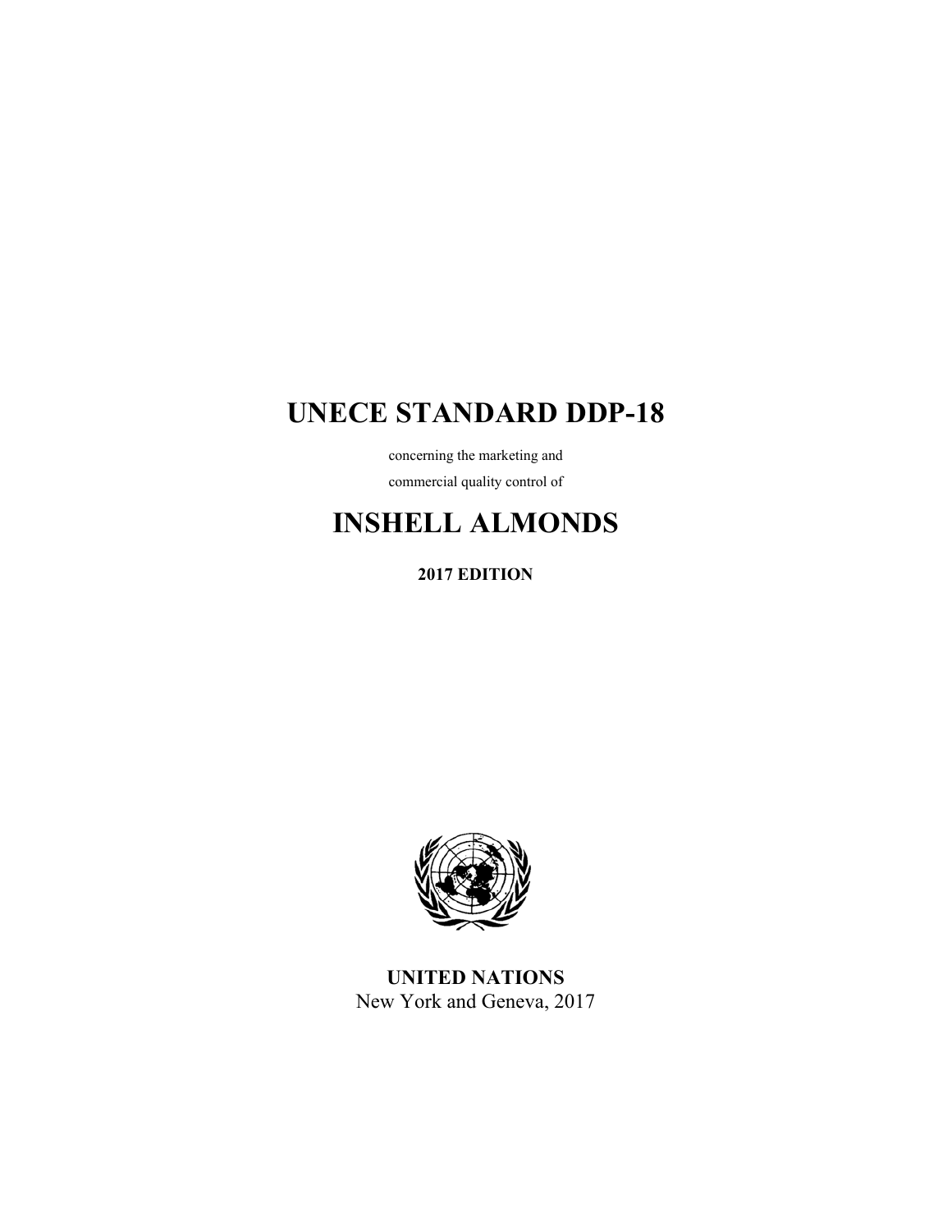# UNECE STANDARD DDP-18

concerning the marketing and

commercial quality control of

# INSHELL ALMONDS

**2017 EDITION**

**UNITED NATIONS**

New York and Geneva, 2017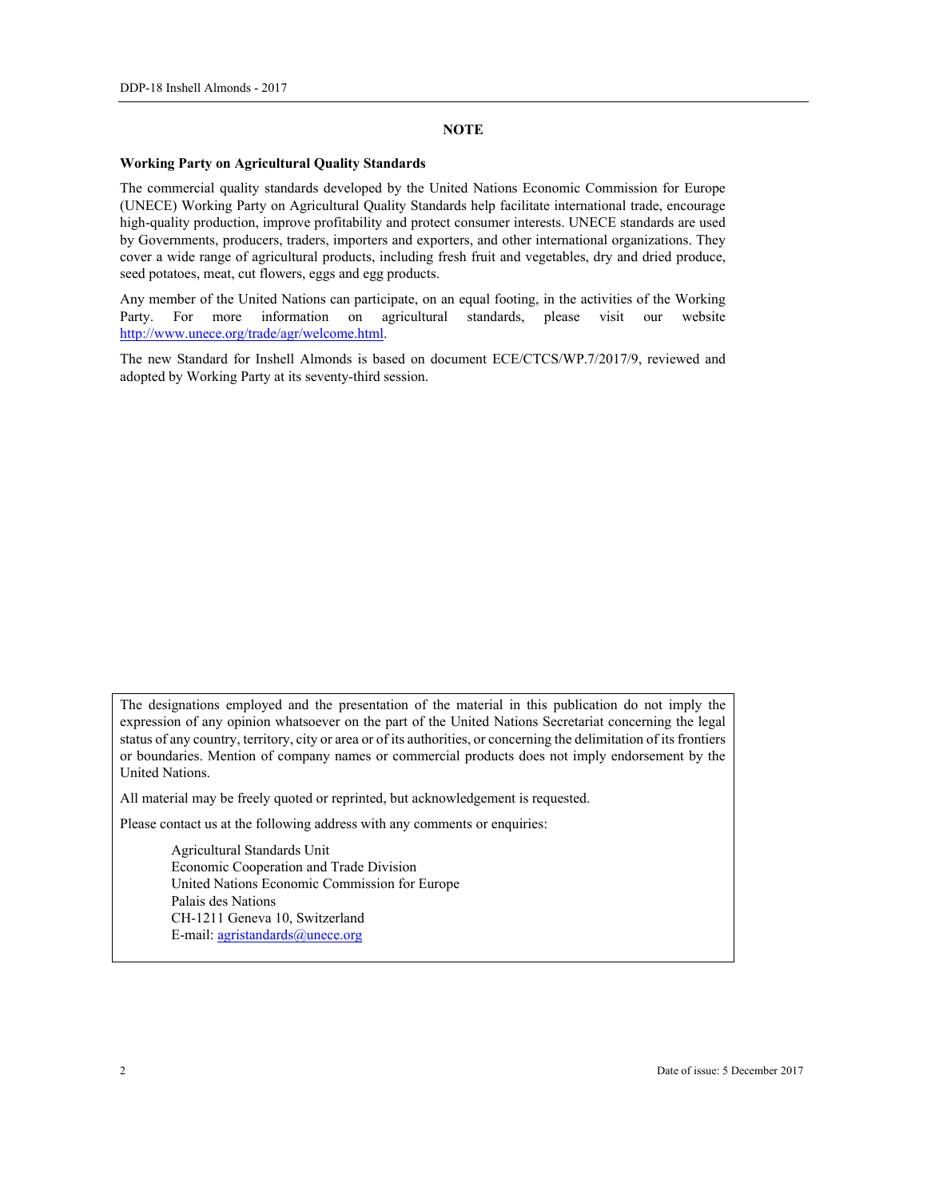## NOTE

**Working Party on Agricultural Quality Standards**

The commercial quality standards developed by the United Nations Economic Commission for Europe (UNECE) Working Party on Agricultural Quality Standards help facilitate international trade, encourage high-quality production, improve profitability and protect consumer interests. UNECE standards are used by Governments, producers, traders, importers and exporters, and other international organizations. They cover a wide range of agricultural products, including fresh fruit and vegetables, dry and dried produce, seed potatoes, meat, cut flowers, eggs and egg products.

Any member of the United Nations can participate, on an equal footing, in the activities of the Working Party. For more information on agricultural standards, please visit our website http://www.unece.org/trade/agr/welcome.html.

The new Standard for Inshell Almonds is based on document ECE/CTCS/WP.7/2017/9, reviewed and adopted by Working Party at its seventy-third session.

---

The designations employed and the presentation of the material in this publication do not imply the expression of any opinion whatsoever on the part of the United Nations Secretariat concerning the legal status of any country, territory, city or area or of its authorities, or concerning the delimitation of its frontiers or boundaries. Mention of company names or commercial products does not imply endorsement by the United Nations.

All material may be freely quoted or reprinted, but acknowledgement is requested.

Please contact us at the following address with any comments or enquiries:

Agricultural Standards Unit
Economic Cooperation and Trade Division
United Nations Economic Commission for Europe
Palais des Nations
CH-1211 Geneva 10, Switzerland
E-mail: agristandards@unece.org

---

Date of issue: 5 December 2017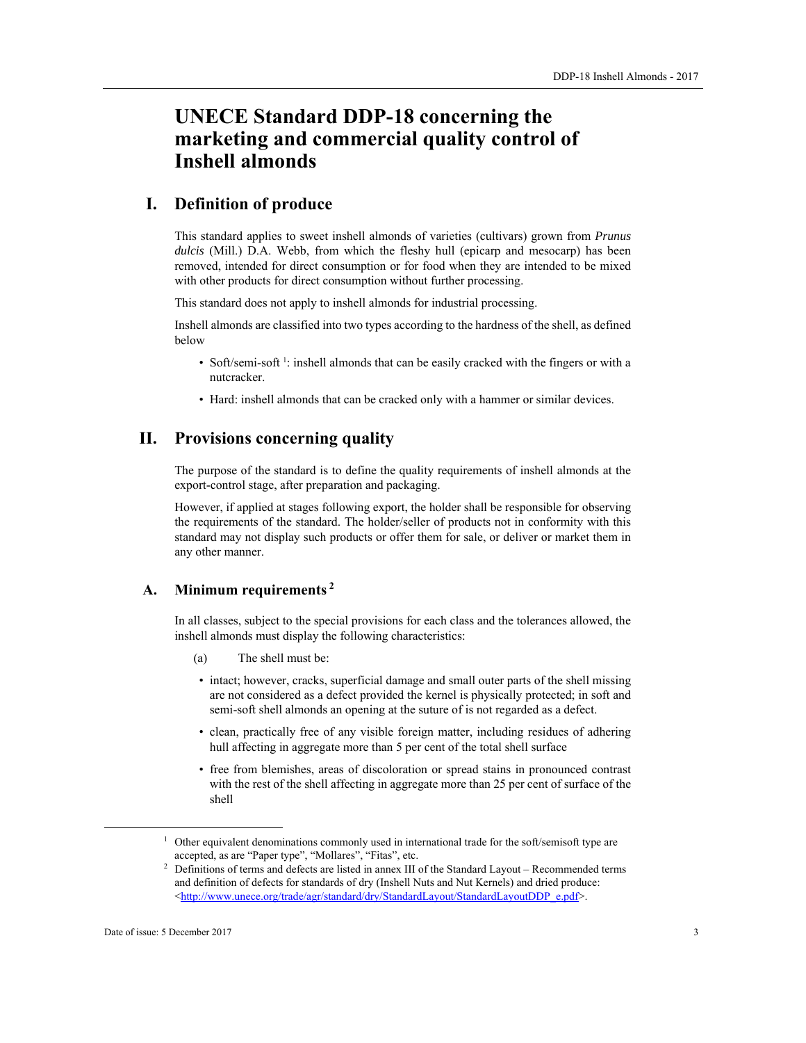# UNECE Standard DDP-18 concerning the marketing and commercial quality control of Inshell almonds

## I. Definition of produce

This standard applies to sweet inshell almonds of varieties (cultivars) grown from *Prunus dulcis* (Mill.) D.A. Webb, from which the fleshy hull (epicarp and mesocarp) has been removed, intended for direct consumption or for food when they are intended to be mixed with other products for direct consumption without further processing.

This standard does not apply to inshell almonds for industrial processing.

Inshell almonds are classified into two types according to the hardness of the shell, as defined below

- Soft/semi-soft [1]: inshell almonds that can be easily cracked with the fingers or with a nutcracker.
- Hard: inshell almonds that can be cracked only with a hammer or similar devices.

## II. Provisions concerning quality

The purpose of the standard is to define the quality requirements of inshell almonds at the export-control stage, after preparation and packaging.

However, if applied at stages following export, the holder shall be responsible for observing the requirements of the standard. The holder/seller of products not in conformity with this standard may not display such products or offer them for sale, or deliver or market them in any other manner.

### A. Minimum requirements [2]

In all classes, subject to the special provisions for each class and the tolerances allowed, the inshell almonds must display the following characteristics:

(a) The shell must be:

- intact; however, cracks, superficial damage and small outer parts of the shell missing are not considered as a defect provided the kernel is physically protected; in soft and semi-soft shell almonds an opening at the suture of is not regarded as a defect.
- clean, practically free of any visible foreign matter, including residues of adhering hull affecting in aggregate more than 5 per cent of the total shell surface
- free from blemishes, areas of discoloration or spread stains in pronounced contrast with the rest of the shell affecting in aggregate more than 25 per cent of surface of the shell

---

[1] Other equivalent denominations commonly used in international trade for the soft/semisoft type are accepted, as are "Paper type", "Mollares", "Fitas", etc.

[2] Definitions of terms and defects are listed in annex III of the Standard Layout – Recommended terms and definition of defects for standards of dry (Inshell Nuts and Nut Kernels) and dried produce: <http://www.unece.org/trade/agr/standard/dry/StandardLayout/StandardLayoutDDP_e.pdf>.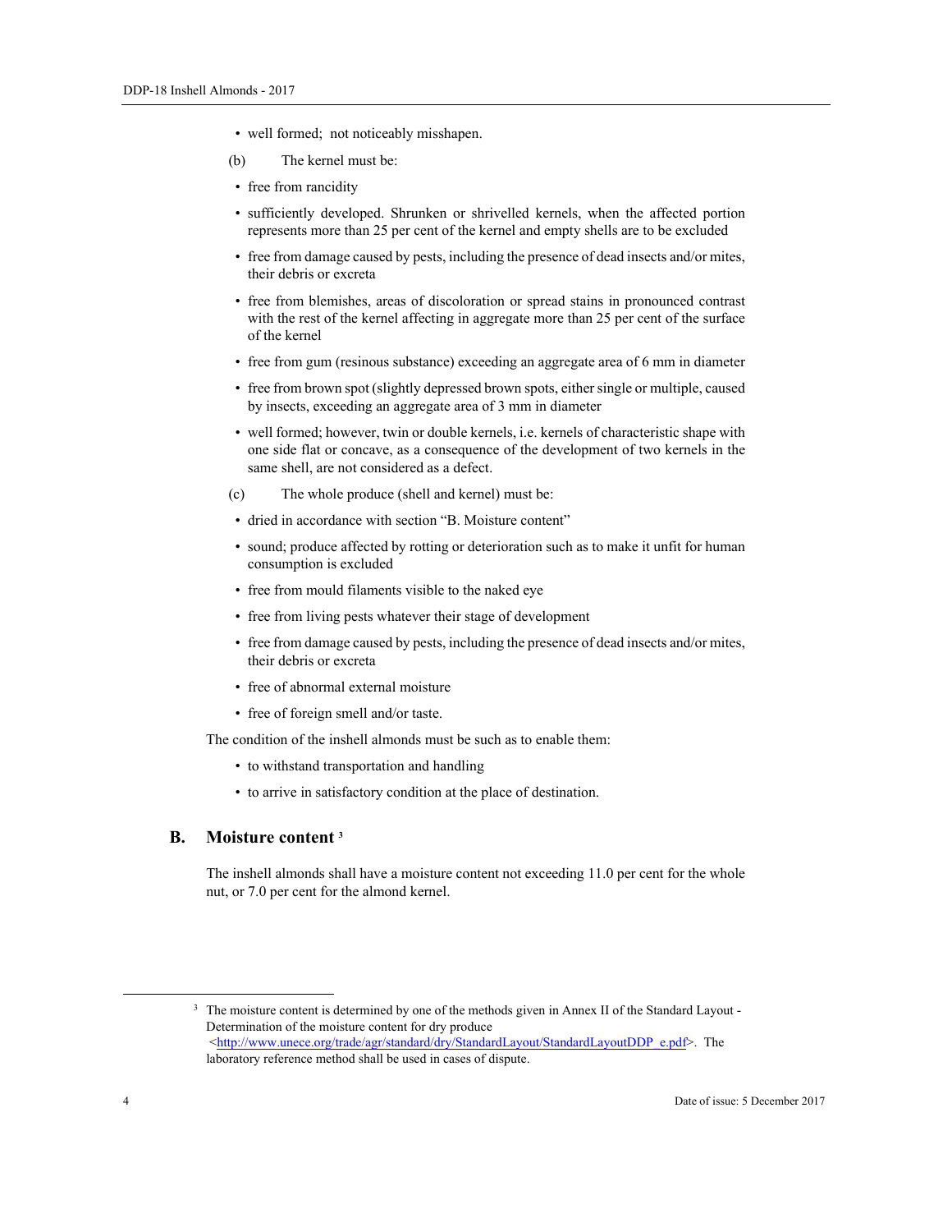- well formed; not noticeably misshapen.

(b) The kernel must be:

- free from rancidity
- sufficiently developed. Shrunken or shrivelled kernels, when the affected portion represents more than 25 per cent of the kernel and empty shells are to be excluded
- free from damage caused by pests, including the presence of dead insects and/or mites, their debris or excreta
- free from blemishes, areas of discoloration or spread stains in pronounced contrast with the rest of the kernel affecting in aggregate more than 25 per cent of the surface of the kernel
- free from gum (resinous substance) exceeding an aggregate area of 6 mm in diameter
- free from brown spot (slightly depressed brown spots, either single or multiple, caused by insects, exceeding an aggregate area of 3 mm in diameter
- well formed; however, twin or double kernels, i.e. kernels of characteristic shape with one side flat or concave, as a consequence of the development of two kernels in the same shell, are not considered as a defect.

(c) The whole produce (shell and kernel) must be:

- dried in accordance with section "B. Moisture content"
- sound; produce affected by rotting or deterioration such as to make it unfit for human consumption is excluded
- free from mould filaments visible to the naked eye
- free from living pests whatever their stage of development
- free from damage caused by pests, including the presence of dead insects and/or mites, their debris or excreta
- free of abnormal external moisture
- free of foreign smell and/or taste.

The condition of the inshell almonds must be such as to enable them:

- to withstand transportation and handling
- to arrive in satisfactory condition at the place of destination.

## B. Moisture content [3]

The inshell almonds shall have a moisture content not exceeding 11.0 per cent for the whole nut, or 7.0 per cent for the almond kernel.

---

[3] The moisture content is determined by one of the methods given in Annex II of the Standard Layout - Determination of the moisture content for dry produce <http://www.unece.org/trade/agr/standard/dry/StandardLayout/StandardLayoutDDP_e.pdf>. The laboratory reference method shall be used in cases of dispute.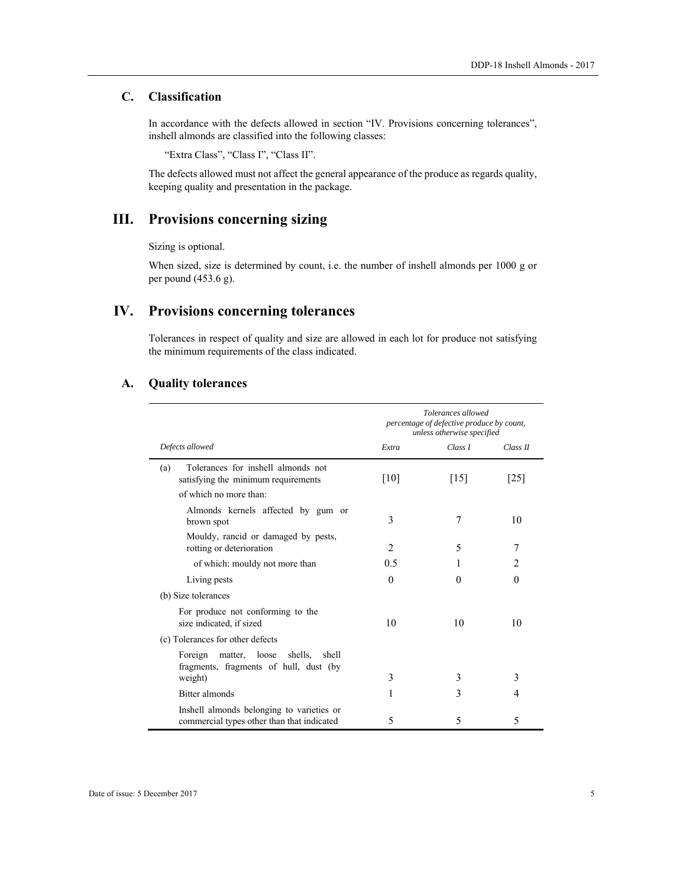### C. Classification

In accordance with the defects allowed in section "IV. Provisions concerning tolerances", inshell almonds are classified into the following classes:

"Extra Class", "Class I", "Class II".

The defects allowed must not affect the general appearance of the produce as regards quality, keeping quality and presentation in the package.

## III. Provisions concerning sizing

Sizing is optional.

When sized, size is determined by count, i.e. the number of inshell almonds per 1000 g or per pound (453.6 g).

## IV. Provisions concerning tolerances

Tolerances in respect of quality and size are allowed in each lot for produce not satisfying the minimum requirements of the class indicated.

### A. Quality tolerances

| | *Tolerances allowed percentage of defective produce by count, unless otherwise specified* | | |
|---|---|---|---|
| *Defects allowed* | *Extra* | *Class I* | *Class II* |
| (a) Tolerances for inshell almonds not satisfying the minimum requirements | [10] | [15] | [25] |
| of which no more than: | | | |
| Almonds kernels affected by gum or brown spot | 3 | 7 | 10 |
| Mouldy, rancid or damaged by pests, rotting or deterioration | 2 | 5 | 7 |
| of which: mouldy not more than | 0.5 | 1 | 2 |
| Living pests | 0 | 0 | 0 |
| (b) Size tolerances | | | |
| For produce not conforming to the size indicated, if sized | 10 | 10 | 10 |
| (c) Tolerances for other defects | | | |
| Foreign matter, loose shells, shell fragments, fragments of hull, dust (by weight) | 3 | 3 | 3 |
| Bitter almonds | 1 | 3 | 4 |
| Inshell almonds belonging to varieties or commercial types other than that indicated | 5 | 5 | 5 |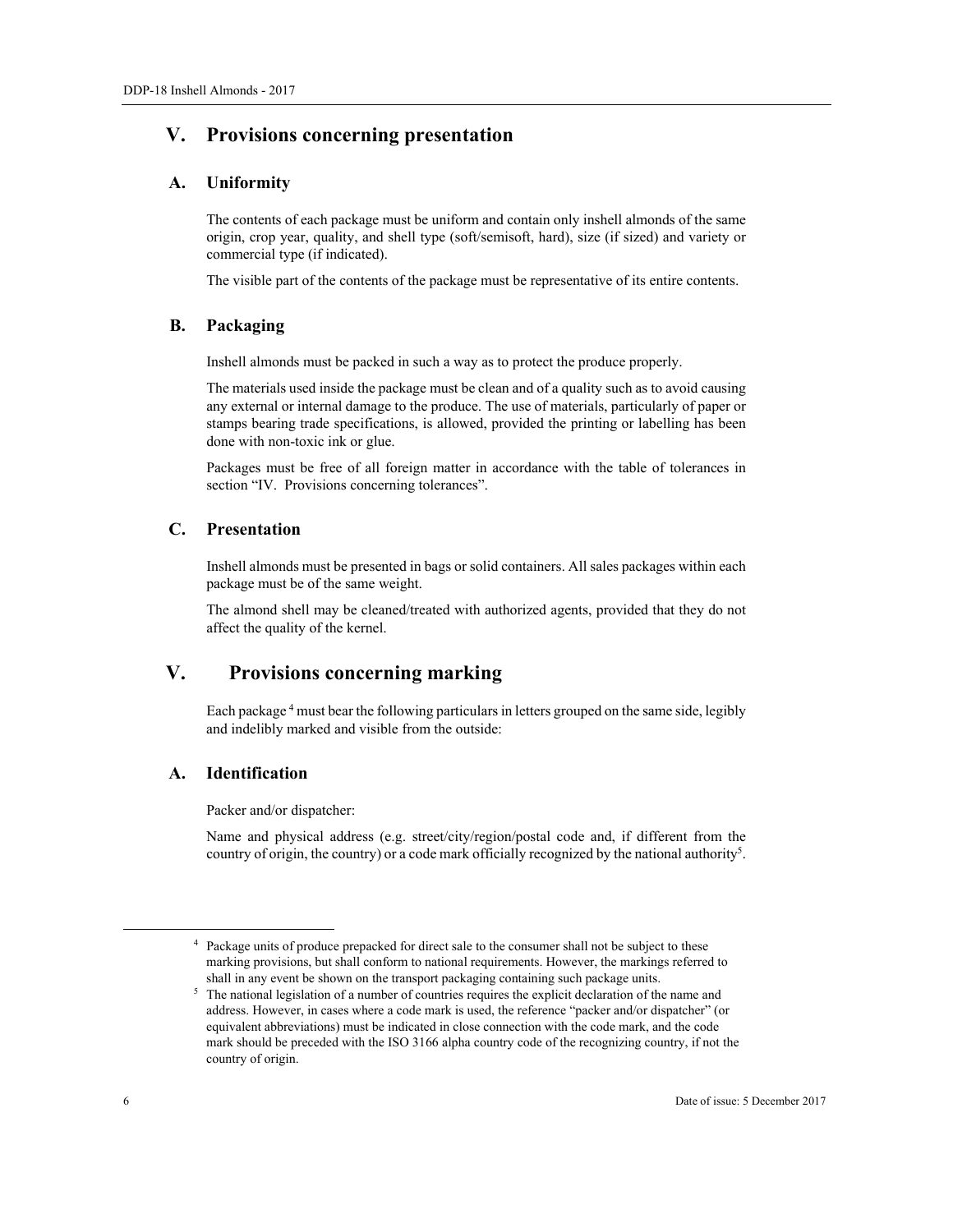## V. Provisions concerning presentation

### A. Uniformity

The contents of each package must be uniform and contain only inshell almonds of the same origin, crop year, quality, and shell type (soft/semisoft, hard), size (if sized) and variety or commercial type (if indicated).

The visible part of the contents of the package must be representative of its entire contents.

### B. Packaging

Inshell almonds must be packed in such a way as to protect the produce properly.

The materials used inside the package must be clean and of a quality such as to avoid causing any external or internal damage to the produce. The use of materials, particularly of paper or stamps bearing trade specifications, is allowed, provided the printing or labelling has been done with non-toxic ink or glue.

Packages must be free of all foreign matter in accordance with the table of tolerances in section "IV. Provisions concerning tolerances".

### C. Presentation

Inshell almonds must be presented in bags or solid containers. All sales packages within each package must be of the same weight.

The almond shell may be cleaned/treated with authorized agents, provided that they do not affect the quality of the kernel.

## V. Provisions concerning marking

Each package [4] must bear the following particulars in letters grouped on the same side, legibly and indelibly marked and visible from the outside:

### A. Identification

Packer and/or dispatcher:

Name and physical address (e.g. street/city/region/postal code and, if different from the country of origin, the country) or a code mark officially recognized by the national authority[5].

---

[4] Package units of produce prepacked for direct sale to the consumer shall not be subject to these marking provisions, but shall conform to national requirements. However, the markings referred to shall in any event be shown on the transport packaging containing such package units.

[5] The national legislation of a number of countries requires the explicit declaration of the name and address. However, in cases where a code mark is used, the reference "packer and/or dispatcher" (or equivalent abbreviations) must be indicated in close connection with the code mark, and the code mark should be preceded with the ISO 3166 alpha country code of the recognizing country, if not the country of origin.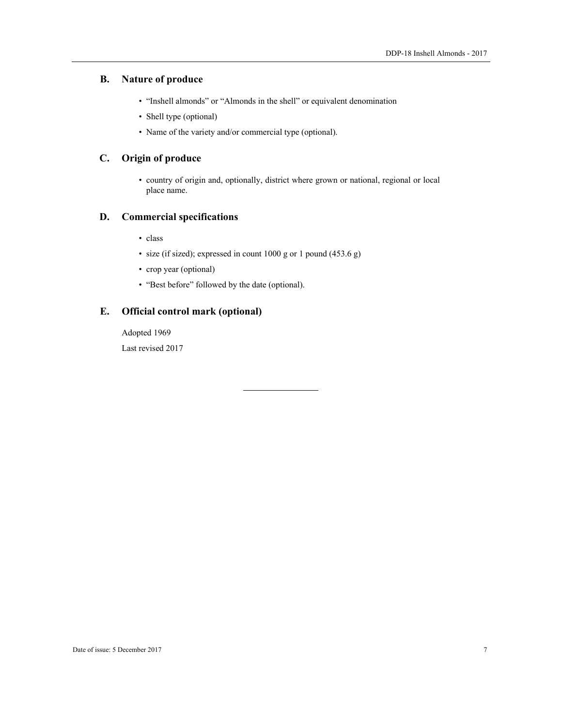## B. Nature of produce

- "Inshell almonds" or "Almonds in the shell" or equivalent denomination
- Shell type (optional)
- Name of the variety and/or commercial type (optional).

## C. Origin of produce

- country of origin and, optionally, district where grown or national, regional or local place name.

## D. Commercial specifications

- class
- size (if sized); expressed in count 1000 g or 1 pound (453.6 g)
- crop year (optional)
- "Best before" followed by the date (optional).

## E. Official control mark (optional)

Adopted 1969

Last revised 2017